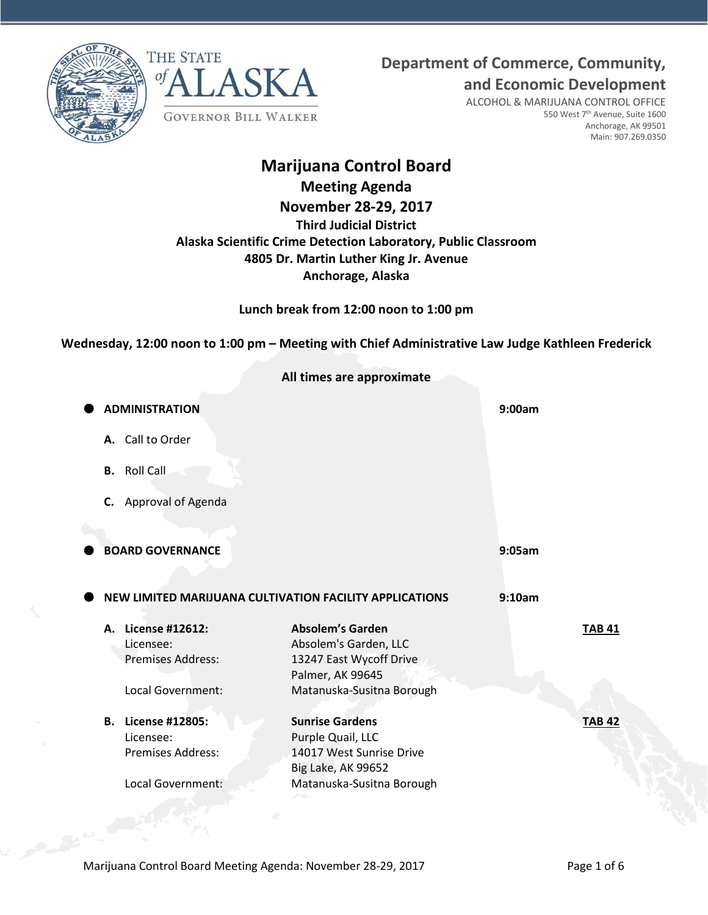THE STATE of ALASKA

GOVERNOR BILL WALKER

**Department of Commerce, Community, and Economic Development**

ALCOHOL & MARIJUANA CONTROL OFFICE
550 West 7th Avenue, Suite 1600
Anchorage, AK 99501
Main: 907.269.0350

# Marijuana Control Board

## Meeting Agenda

## November 28-29, 2017

**Third Judicial District**
**Alaska Scientific Crime Detection Laboratory, Public Classroom**
**4805 Dr. Martin Luther King Jr. Avenue**
**Anchorage, Alaska**

**Lunch break from 12:00 noon to 1:00 pm**

**Wednesday, 12:00 noon to 1:00 pm – Meeting with Chief Administrative Law Judge Kathleen Frederick**

**All times are approximate**

- **ADMINISTRATION** — **9:00am**
  - **A.** Call to Order
  - **B.** Roll Call
  - **C.** Approval of Agenda

- **BOARD GOVERNANCE** — **9:05am**

- **NEW LIMITED MARIJUANA CULTIVATION FACILITY APPLICATIONS** — **9:10am**

  - **A. License #12612:** **Absolem's Garden** — **TAB 41**
    - Licensee: Absolem's Garden, LLC
    - Premises Address: 13247 East Wycoff Drive, Palmer, AK 99645
    - Local Government: Matanuska-Susitna Borough

  - **B. License #12805:** **Sunrise Gardens** — **TAB 42**
    - Licensee: Purple Quail, LLC
    - Premises Address: 14017 West Sunrise Drive, Big Lake, AK 99652
    - Local Government: Matanuska-Susitna Borough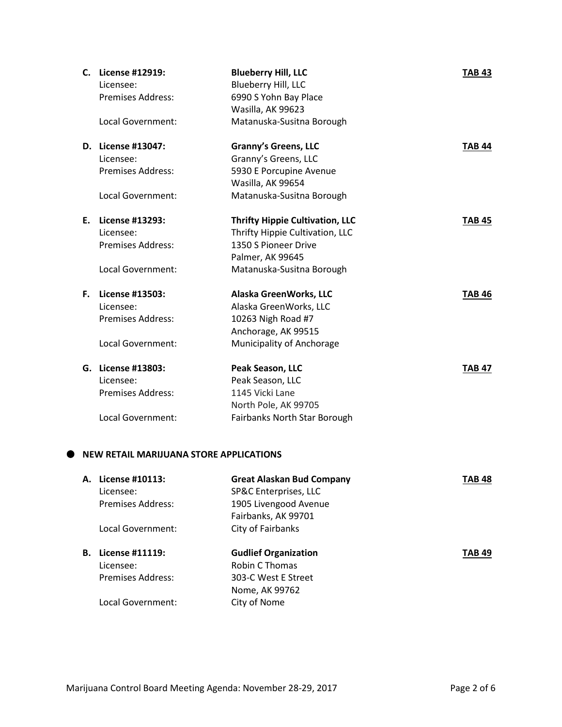**C. License #12919:** **Blueberry Hill, LLC** **TAB 43**

Licensee: Blueberry Hill, LLC
Premises Address: 6990 S Yohn Bay Place
Wasilla, AK 99623
Local Government: Matanuska-Susitna Borough

**D. License #13047:** **Granny's Greens, LLC** **TAB 44**

Licensee: Granny's Greens, LLC
Premises Address: 5930 E Porcupine Avenue
Wasilla, AK 99654
Local Government: Matanuska-Susitna Borough

**E. License #13293:** **Thrifty Hippie Cultivation, LLC** **TAB 45**

Licensee: Thrifty Hippie Cultivation, LLC
Premises Address: 1350 S Pioneer Drive
Palmer, AK 99645
Local Government: Matanuska-Susitna Borough

**F. License #13503:** **Alaska GreenWorks, LLC** **TAB 46**

Licensee: Alaska GreenWorks, LLC
Premises Address: 10263 Nigh Road #7
Anchorage, AK 99515
Local Government: Municipality of Anchorage

**G. License #13803:** **Peak Season, LLC** **TAB 47**

Licensee: Peak Season, LLC
Premises Address: 1145 Vicki Lane
North Pole, AK 99705
Local Government: Fairbanks North Star Borough

- **NEW RETAIL MARIJUANA STORE APPLICATIONS**

**A. License #10113:** **Great Alaskan Bud Company** **TAB 48**

Licensee: SP&C Enterprises, LLC
Premises Address: 1905 Livengood Avenue
Fairbanks, AK 99701
Local Government: City of Fairbanks

**B. License #11119:** **Gudlief Organization** **TAB 49**

Licensee: Robin C Thomas
Premises Address: 303-C West E Street
Nome, AK 99762
Local Government: City of Nome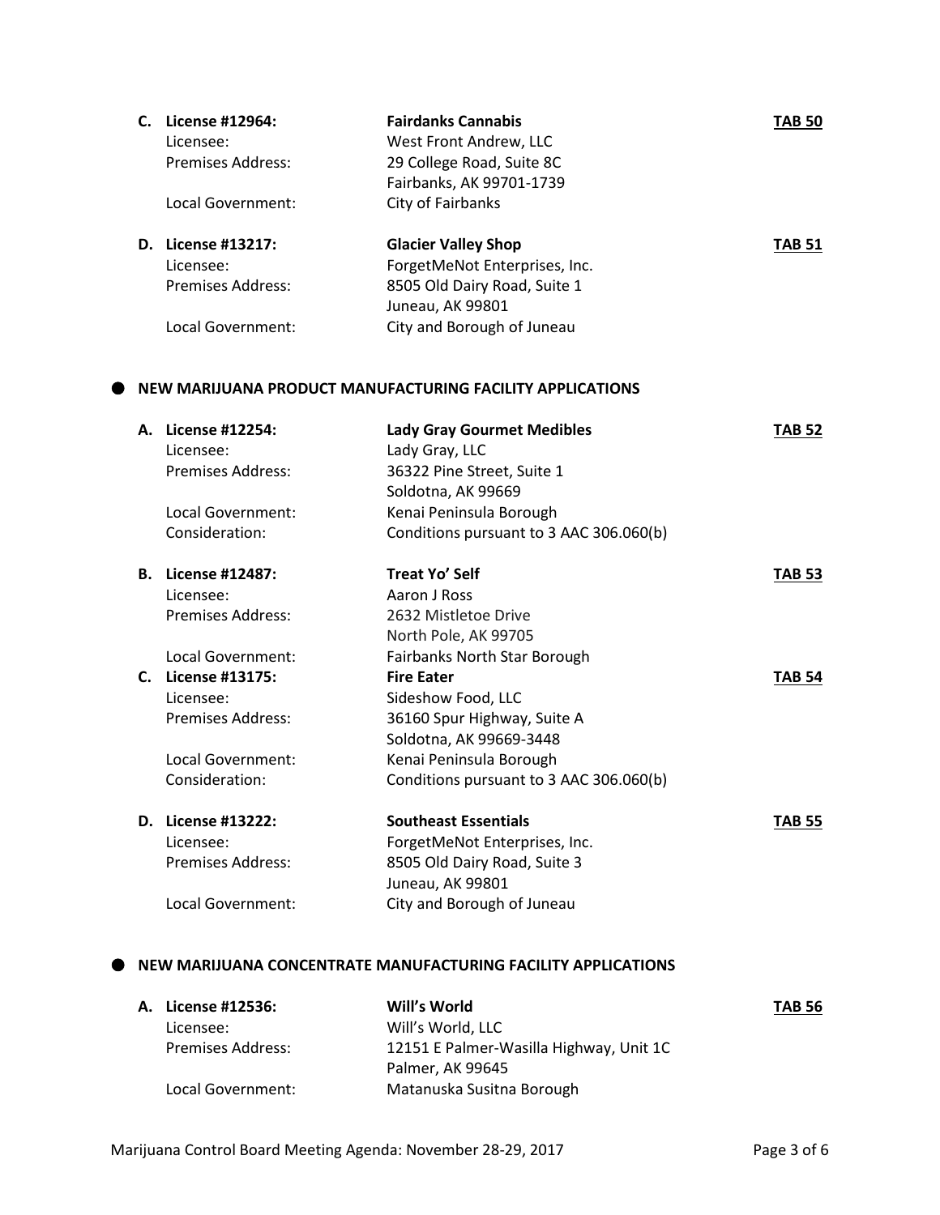**C. License #12964:** **Fairdanks Cannabis** **TAB 50**
Licensee: West Front Andrew, LLC
Premises Address: 29 College Road, Suite 8C
Fairbanks, AK 99701-1739
Local Government: City of Fairbanks

**D. License #13217:** **Glacier Valley Shop** **TAB 51**
Licensee: ForgetMeNot Enterprises, Inc.
Premises Address: 8505 Old Dairy Road, Suite 1
Juneau, AK 99801
Local Government: City and Borough of Juneau

- **NEW MARIJUANA PRODUCT MANUFACTURING FACILITY APPLICATIONS**

**A. License #12254:** **Lady Gray Gourmet Medibles** **TAB 52**
Licensee: Lady Gray, LLC
Premises Address: 36322 Pine Street, Suite 1
Soldotna, AK 99669
Local Government: Kenai Peninsula Borough
Consideration: Conditions pursuant to 3 AAC 306.060(b)

**B. License #12487:** **Treat Yo' Self** **TAB 53**
Licensee: Aaron J Ross
Premises Address: 2632 Mistletoe Drive
North Pole, AK 99705
Local Government: Fairbanks North Star Borough

**C. License #13175:** **Fire Eater** **TAB 54**
Licensee: Sideshow Food, LLC
Premises Address: 36160 Spur Highway, Suite A
Soldotna, AK 99669-3448
Local Government: Kenai Peninsula Borough
Consideration: Conditions pursuant to 3 AAC 306.060(b)

**D. License #13222:** **Southeast Essentials** **TAB 55**
Licensee: ForgetMeNot Enterprises, Inc.
Premises Address: 8505 Old Dairy Road, Suite 3
Juneau, AK 99801
Local Government: City and Borough of Juneau

- **NEW MARIJUANA CONCENTRATE MANUFACTURING FACILITY APPLICATIONS**

**A. License #12536:** **Will's World** **TAB 56**
Licensee: Will's World, LLC
Premises Address: 12151 E Palmer-Wasilla Highway, Unit 1C
Palmer, AK 99645
Local Government: Matanuska Susitna Borough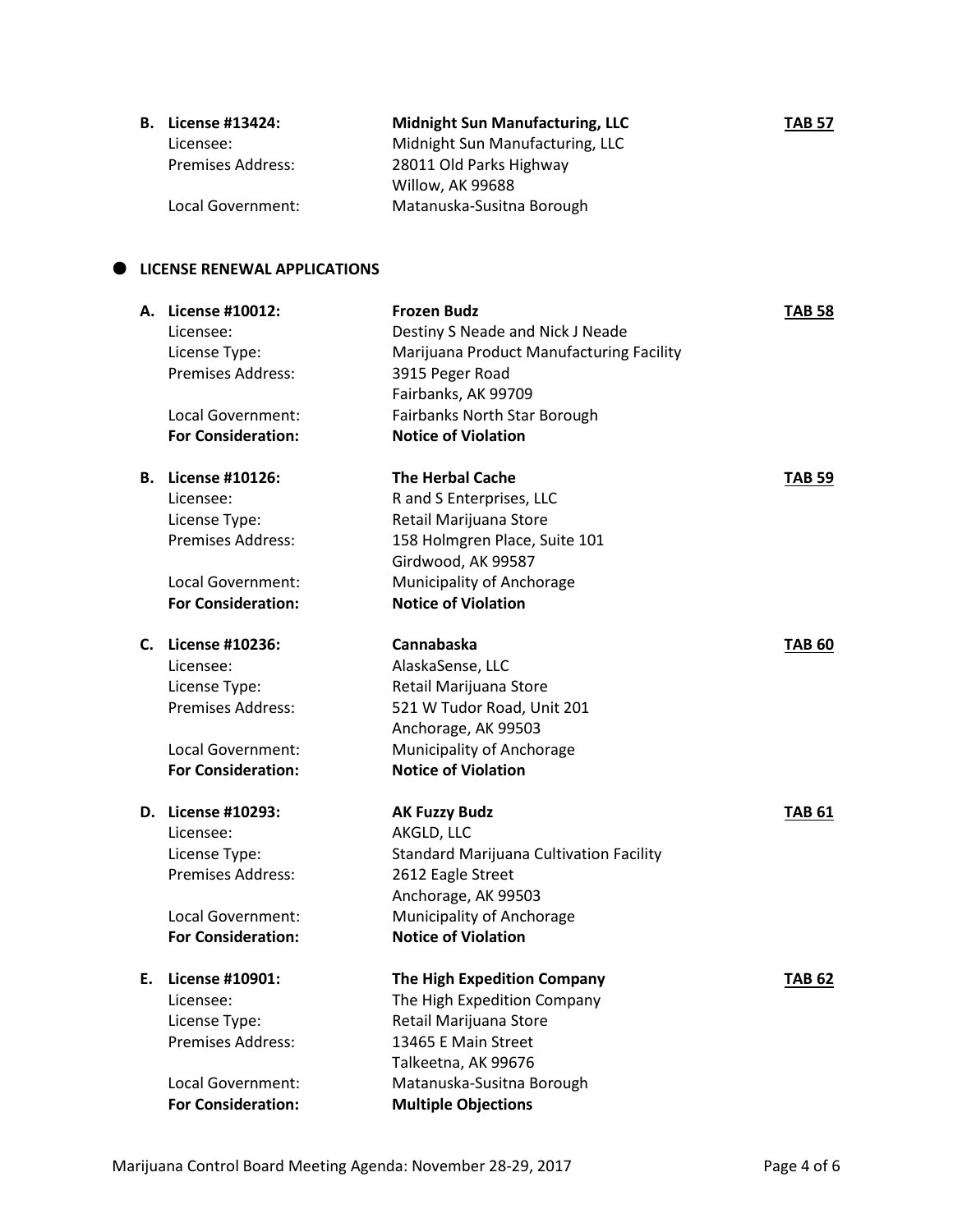**B. License #13424:** **Midnight Sun Manufacturing, LLC** **TAB 57**

Licensee: Midnight Sun Manufacturing, LLC
Premises Address: 28011 Old Parks Highway, Willow, AK 99688
Local Government: Matanuska-Susitna Borough

## LICENSE RENEWAL APPLICATIONS

**A. License #10012:** **Frozen Budz** **TAB 58**

Licensee: Destiny S Neade and Nick J Neade
License Type: Marijuana Product Manufacturing Facility
Premises Address: 3915 Peger Road, Fairbanks, AK 99709
Local Government: Fairbanks North Star Borough
**For Consideration:** **Notice of Violation**

**B. License #10126:** **The Herbal Cache** **TAB 59**

Licensee: R and S Enterprises, LLC
License Type: Retail Marijuana Store
Premises Address: 158 Holmgren Place, Suite 101, Girdwood, AK 99587
Local Government: Municipality of Anchorage
**For Consideration:** **Notice of Violation**

**C. License #10236:** **Cannabaska** **TAB 60**

Licensee: AlaskaSense, LLC
License Type: Retail Marijuana Store
Premises Address: 521 W Tudor Road, Unit 201, Anchorage, AK 99503
Local Government: Municipality of Anchorage
**For Consideration:** **Notice of Violation**

**D. License #10293:** **AK Fuzzy Budz** **TAB 61**

Licensee: AKGLD, LLC
License Type: Standard Marijuana Cultivation Facility
Premises Address: 2612 Eagle Street, Anchorage, AK 99503
Local Government: Municipality of Anchorage
**For Consideration:** **Notice of Violation**

**E. License #10901:** **The High Expedition Company** **TAB 62**

Licensee: The High Expedition Company
License Type: Retail Marijuana Store
Premises Address: 13465 E Main Street, Talkeetna, AK 99676
Local Government: Matanuska-Susitna Borough
**For Consideration:** **Multiple Objections**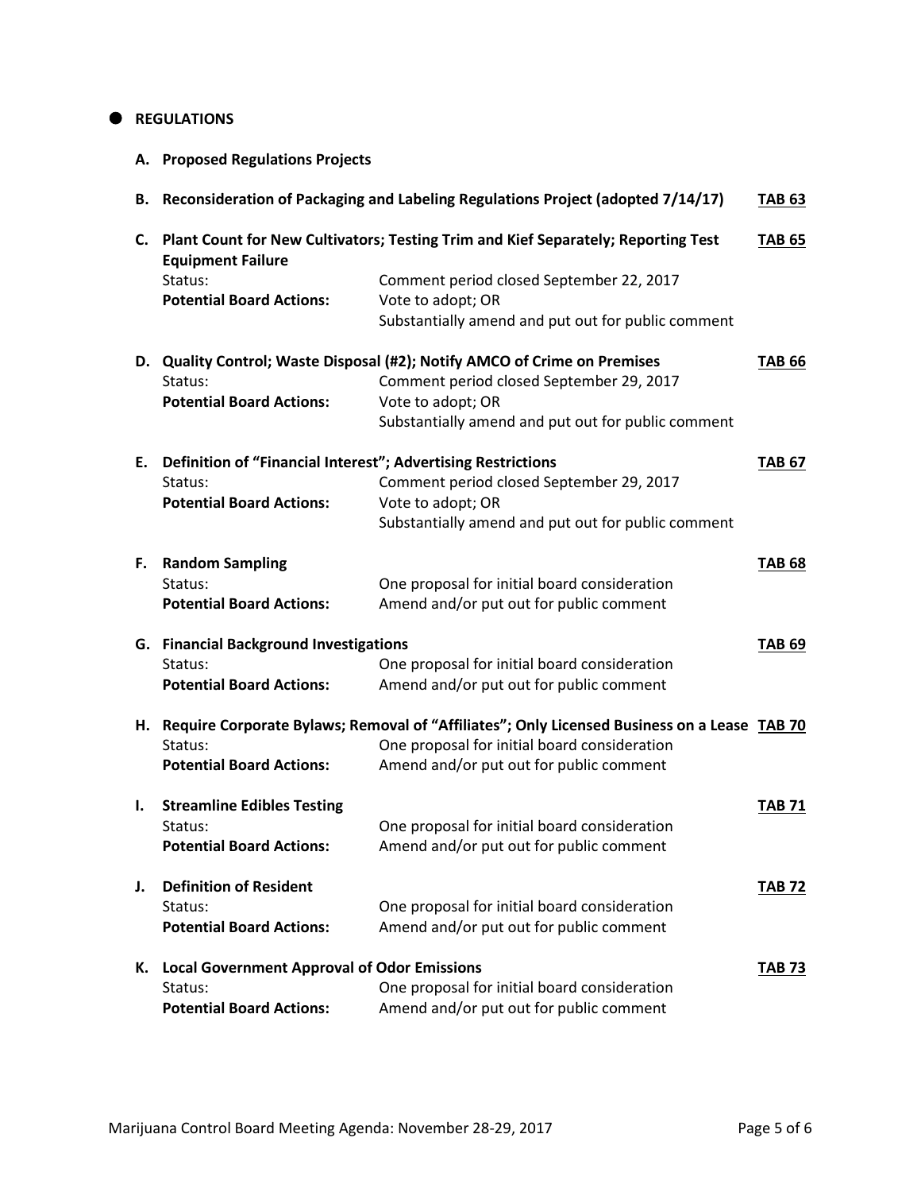## REGULATIONS

**A. Proposed Regulations Projects**

**B. Reconsideration of Packaging and Labeling Regulations Project (adopted 7/14/17)** **TAB 63**

**C. Plant Count for New Cultivators; Testing Trim and Kief Separately; Reporting Test Equipment Failure** **TAB 65**

Status: Comment period closed September 22, 2017
**Potential Board Actions:** Vote to adopt; OR
Substantially amend and put out for public comment

**D. Quality Control; Waste Disposal (#2); Notify AMCO of Crime on Premises** **TAB 66**

Status: Comment period closed September 29, 2017
**Potential Board Actions:** Vote to adopt; OR
Substantially amend and put out for public comment

**E. Definition of "Financial Interest"; Advertising Restrictions** **TAB 67**

Status: Comment period closed September 29, 2017
**Potential Board Actions:** Vote to adopt; OR
Substantially amend and put out for public comment

**F. Random Sampling** **TAB 68**

Status: One proposal for initial board consideration
**Potential Board Actions:** Amend and/or put out for public comment

**G. Financial Background Investigations** **TAB 69**

Status: One proposal for initial board consideration
**Potential Board Actions:** Amend and/or put out for public comment

**H. Require Corporate Bylaws; Removal of "Affiliates"; Only Licensed Business on a Lease** **TAB 70**

Status: One proposal for initial board consideration
**Potential Board Actions:** Amend and/or put out for public comment

**I. Streamline Edibles Testing** **TAB 71**

Status: One proposal for initial board consideration
**Potential Board Actions:** Amend and/or put out for public comment

**J. Definition of Resident** **TAB 72**

Status: One proposal for initial board consideration
**Potential Board Actions:** Amend and/or put out for public comment

**K. Local Government Approval of Odor Emissions** **TAB 73**

Status: One proposal for initial board consideration
**Potential Board Actions:** Amend and/or put out for public comment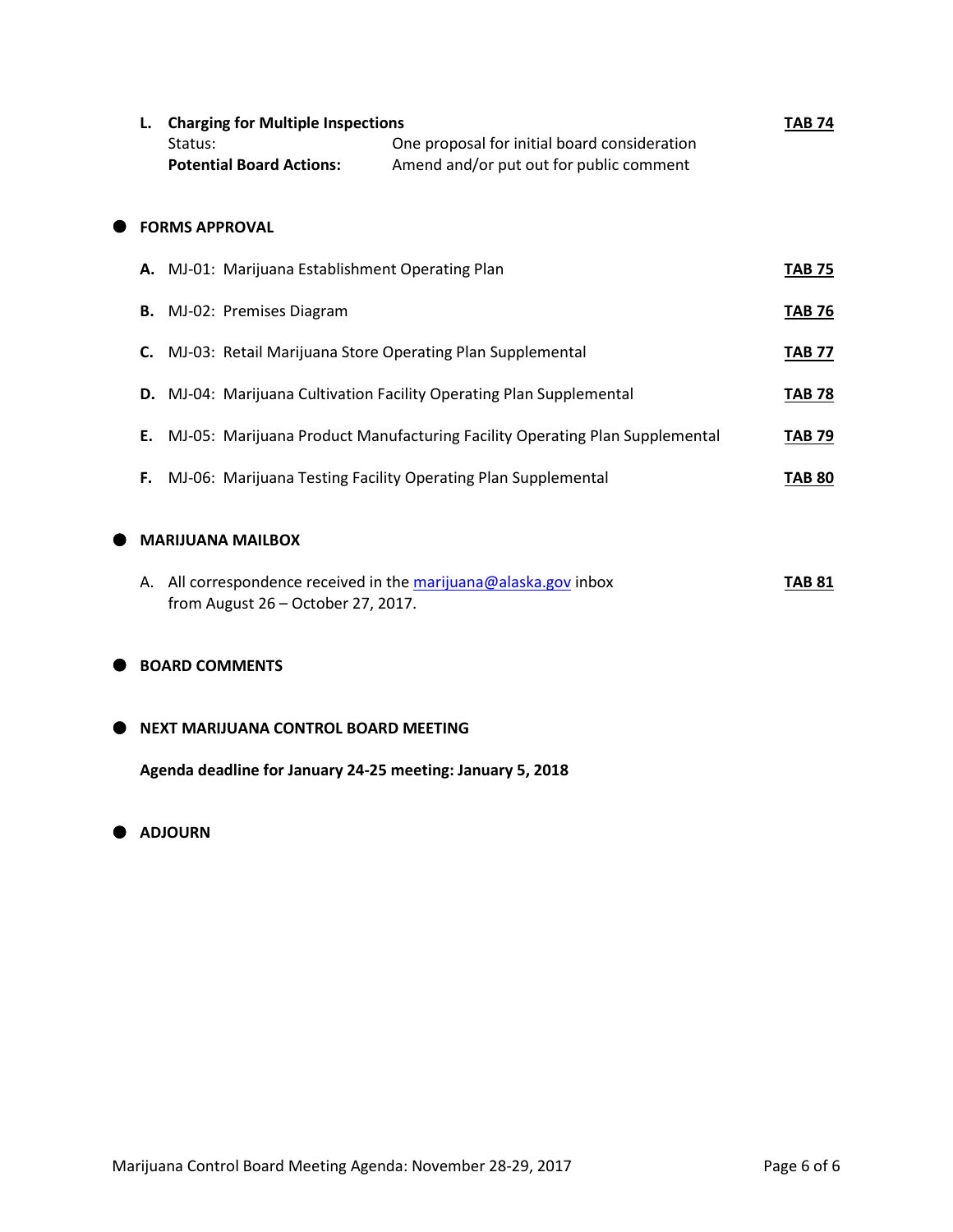**L. Charging for Multiple Inspections** **TAB 74**
Status: One proposal for initial board consideration
**Potential Board Actions:** Amend and/or put out for public comment

- **FORMS APPROVAL**

**A.** MJ-01: Marijuana Establishment Operating Plan **TAB 75**

**B.** MJ-02: Premises Diagram **TAB 76**

**C.** MJ-03: Retail Marijuana Store Operating Plan Supplemental **TAB 77**

**D.** MJ-04: Marijuana Cultivation Facility Operating Plan Supplemental **TAB 78**

**E.** MJ-05: Marijuana Product Manufacturing Facility Operating Plan Supplemental **TAB 79**

**F.** MJ-06: Marijuana Testing Facility Operating Plan Supplemental **TAB 80**

- **MARIJUANA MAILBOX**

A. All correspondence received in the marijuana@alaska.gov inbox from August 26 – October 27, 2017. **TAB 81**

- **BOARD COMMENTS**

- **NEXT MARIJUANA CONTROL BOARD MEETING**

**Agenda deadline for January 24-25 meeting: January 5, 2018**

- **ADJOURN**